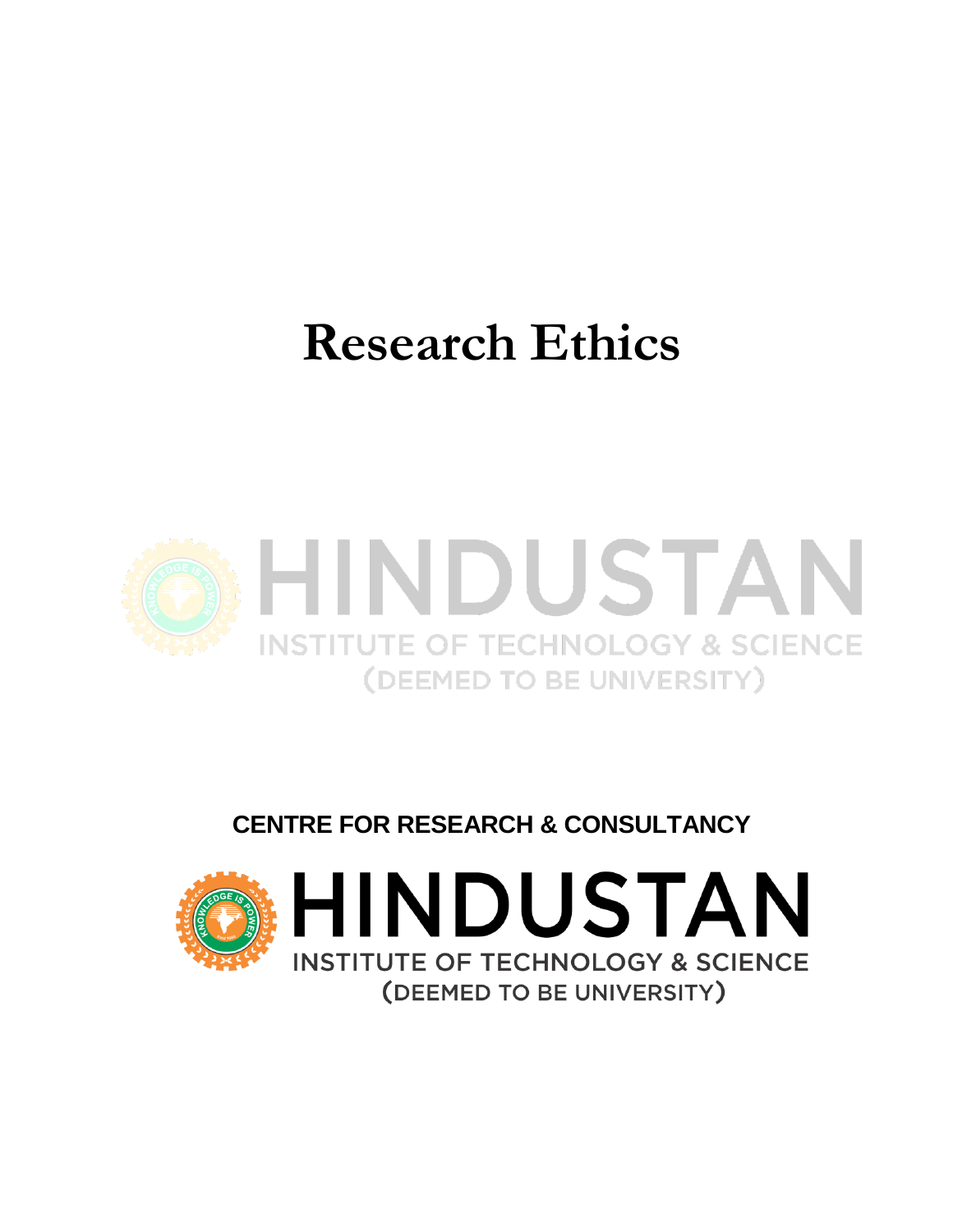# Research Ethics

HINDUSTAN
INSTITUTE OF TECHNOLOGY & SCIENCE
(DEEMED TO BE UNIVERSITY)

**CENTRE FOR RESEARCH & CONSULTANCY**

HINDUSTAN
INSTITUTE OF TECHNOLOGY & SCIENCE
(DEEMED TO BE UNIVERSITY)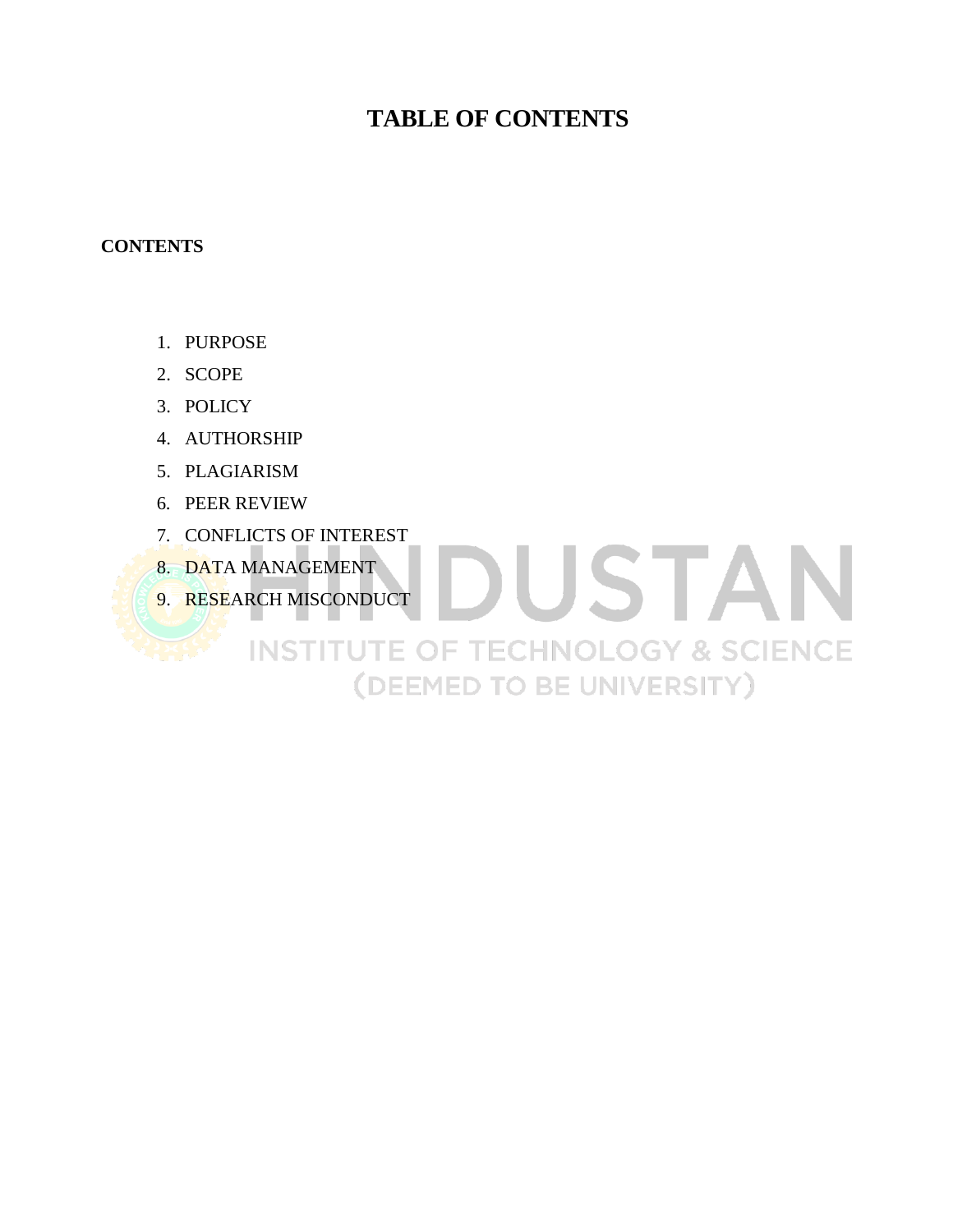# TABLE OF CONTENTS

**CONTENTS**

1. PURPOSE
2. SCOPE
3. POLICY
4. AUTHORSHIP
5. PLAGIARISM
6. PEER REVIEW
7. CONFLICTS OF INTEREST
8. DATA MANAGEMENT
9. RESEARCH MISCONDUCT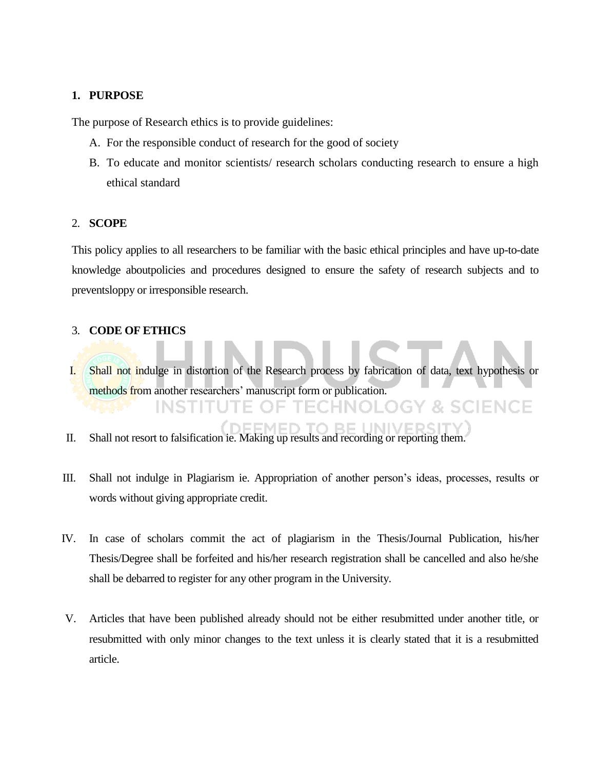## 1. PURPOSE

The purpose of Research ethics is to provide guidelines:

A. For the responsible conduct of research for the good of society
B. To educate and monitor scientists/ research scholars conducting research to ensure a high ethical standard

## 2. SCOPE

This policy applies to all researchers to be familiar with the basic ethical principles and have up-to-date knowledge aboutpolicies and procedures designed to ensure the safety of research subjects and to preventsloppy or irresponsible research.

## 3. CODE OF ETHICS

I. Shall not indulge in distortion of the Research process by fabrication of data, text hypothesis or methods from another researchers' manuscript form or publication.

II. Shall not resort to falsification ie. Making up results and recording or reporting them.

III. Shall not indulge in Plagiarism ie. Appropriation of another person's ideas, processes, results or words without giving appropriate credit.

IV. In case of scholars commit the act of plagiarism in the Thesis/Journal Publication, his/her Thesis/Degree shall be forfeited and his/her research registration shall be cancelled and also he/she shall be debarred to register for any other program in the University.

V. Articles that have been published already should not be either resubmitted under another title, or resubmitted with only minor changes to the text unless it is clearly stated that it is a resubmitted article.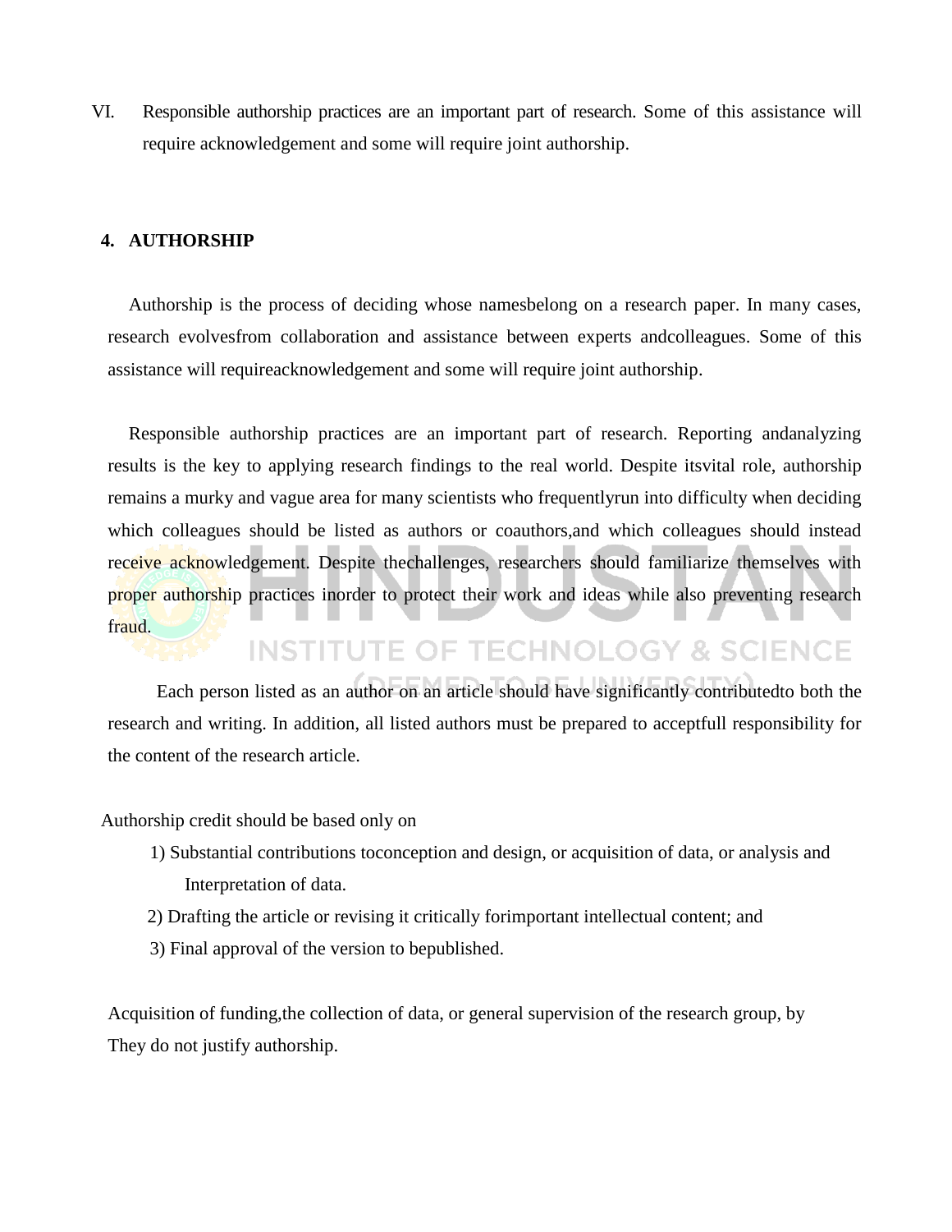VI. Responsible authorship practices are an important part of research. Some of this assistance will require acknowledgement and some will require joint authorship.

## 4. AUTHORSHIP

Authorship is the process of deciding whose namesbelong on a research paper. In many cases, research evolvesfrom collaboration and assistance between experts andcolleagues. Some of this assistance will requireacknowledgement and some will require joint authorship.

Responsible authorship practices are an important part of research. Reporting andanalyzing results is the key to applying research findings to the real world. Despite itsvital role, authorship remains a murky and vague area for many scientists who frequentlyrun into difficulty when deciding which colleagues should be listed as authors or coauthors,and which colleagues should instead receive acknowledgement. Despite thechallenges, researchers should familiarize themselves with proper authorship practices inorder to protect their work and ideas while also preventing research fraud.

Each person listed as an author on an article should have significantly contributedto both the research and writing. In addition, all listed authors must be prepared to acceptfull responsibility for the content of the research article.

Authorship credit should be based only on

1) Substantial contributions toconception and design, or acquisition of data, or analysis and Interpretation of data.
2) Drafting the article or revising it critically forimportant intellectual content; and
3) Final approval of the version to bepublished.

Acquisition of funding,the collection of data, or general supervision of the research group, by They do not justify authorship.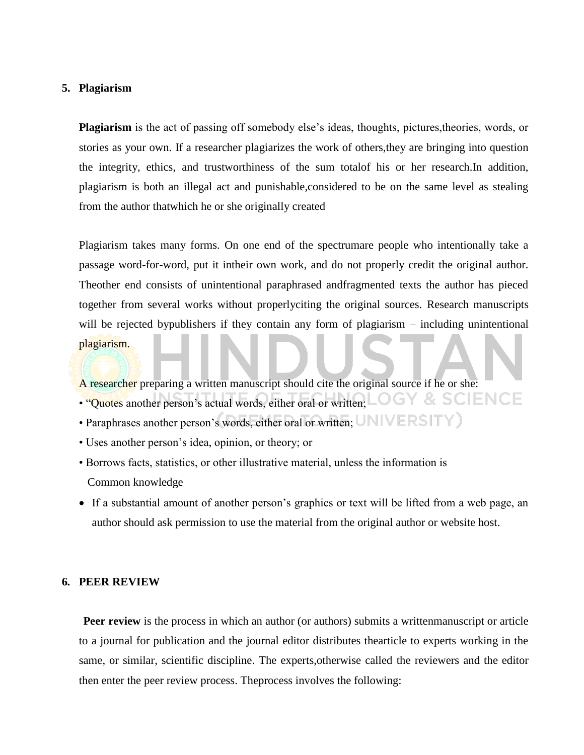## 5. Plagiarism

**Plagiarism** is the act of passing off somebody else's ideas, thoughts, pictures,theories, words, or stories as your own. If a researcher plagiarizes the work of others,they are bringing into question the integrity, ethics, and trustworthiness of the sum totalof his or her research.In addition, plagiarism is both an illegal act and punishable,considered to be on the same level as stealing from the author thatwhich he or she originally created

Plagiarism takes many forms. On one end of the spectrumare people who intentionally take a passage word-for-word, put it intheir own work, and do not properly credit the original author. Theother end consists of unintentional paraphrased andfragmented texts the author has pieced together from several works without properlyciting the original sources. Research manuscripts will be rejected bypublishers if they contain any form of plagiarism – including unintentional plagiarism.

A researcher preparing a written manuscript should cite the original source if he or she:

- "Quotes another person's actual words, either oral or written;
- Paraphrases another person's words, either oral or written;
- Uses another person's idea, opinion, or theory; or
- Borrows facts, statistics, or other illustrative material, unless the information is Common knowledge
- If a substantial amount of another person's graphics or text will be lifted from a web page, an author should ask permission to use the material from the original author or website host.

## 6. PEER REVIEW

**Peer review** is the process in which an author (or authors) submits a writtenmanuscript or article to a journal for publication and the journal editor distributes thearticle to experts working in the same, or similar, scientific discipline. The experts,otherwise called the reviewers and the editor then enter the peer review process. Theprocess involves the following: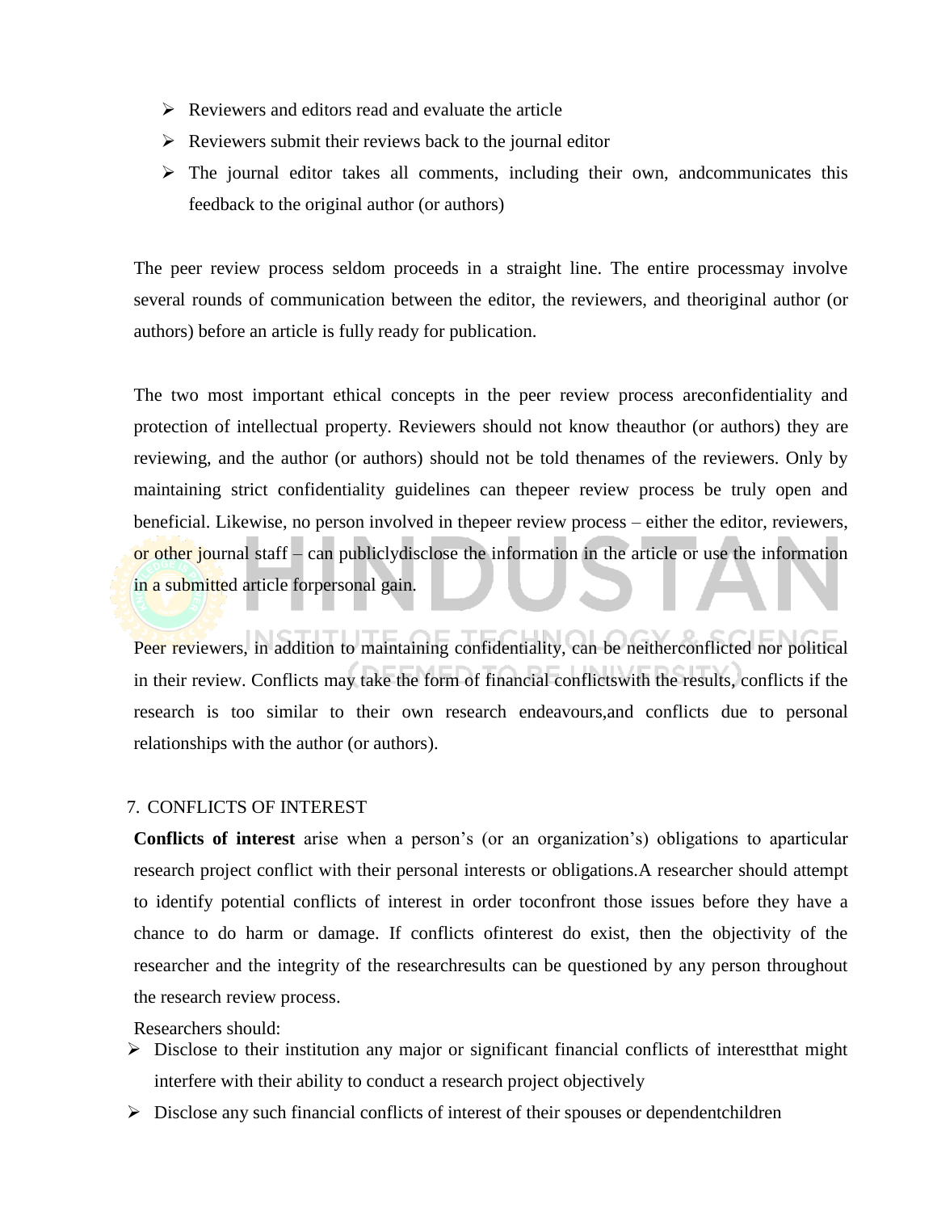- Reviewers and editors read and evaluate the article
- Reviewers submit their reviews back to the journal editor
- The journal editor takes all comments, including their own, andcommunicates this feedback to the original author (or authors)

The peer review process seldom proceeds in a straight line. The entire processmay involve several rounds of communication between the editor, the reviewers, and theoriginal author (or authors) before an article is fully ready for publication.

The two most important ethical concepts in the peer review process areconfidentiality and protection of intellectual property. Reviewers should not know theauthor (or authors) they are reviewing, and the author (or authors) should not be told thenames of the reviewers. Only by maintaining strict confidentiality guidelines can thepeer review process be truly open and beneficial. Likewise, no person involved in thepeer review process – either the editor, reviewers, or other journal staff – can publiclydisclose the information in the article or use the information in a submitted article forpersonal gain.

Peer reviewers, in addition to maintaining confidentiality, can be neitherconflicted nor political in their review. Conflicts may take the form of financial conflictswith the results, conflicts if the research is too similar to their own research endeavours,and conflicts due to personal relationships with the author (or authors).

## 7. CONFLICTS OF INTEREST

**Conflicts of interest** arise when a person's (or an organization's) obligations to aparticular research project conflict with their personal interests or obligations.A researcher should attempt to identify potential conflicts of interest in order toconfront those issues before they have a chance to do harm or damage. If conflicts ofinterest do exist, then the objectivity of the researcher and the integrity of the researchresults can be questioned by any person throughout the research review process.

Researchers should:

- Disclose to their institution any major or significant financial conflicts of interestthat might interfere with their ability to conduct a research project objectively
- Disclose any such financial conflicts of interest of their spouses or dependentchildren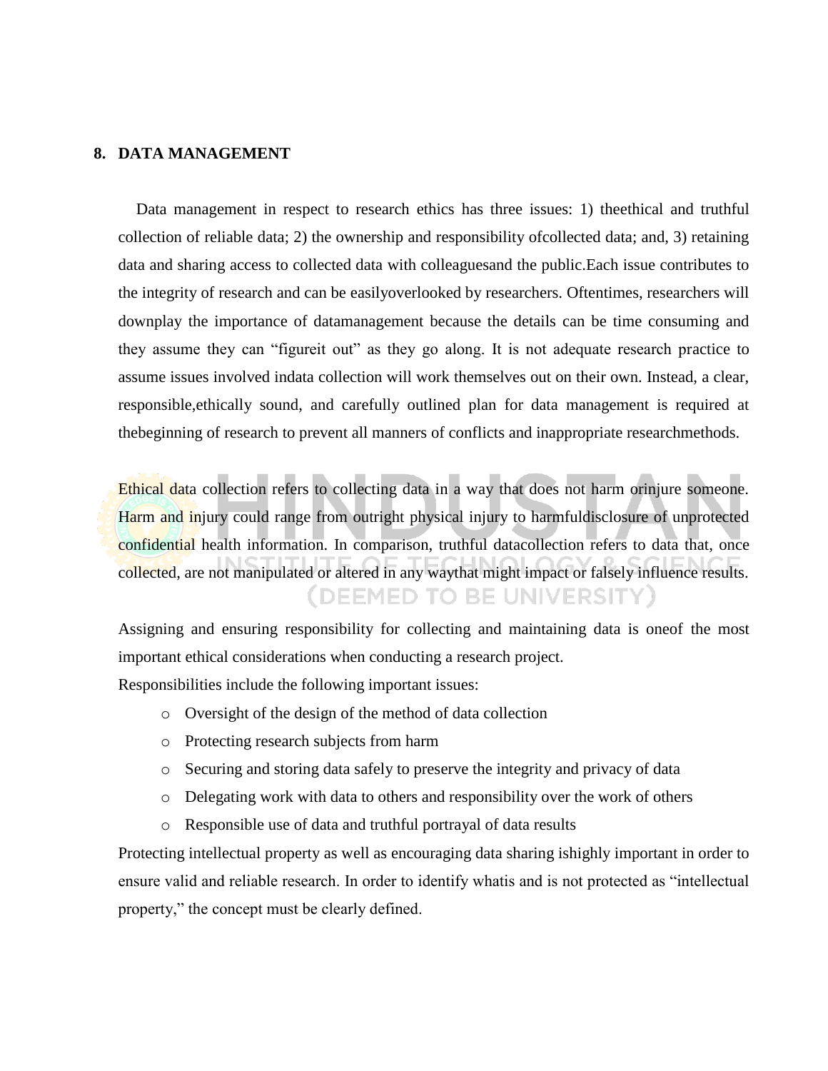## 8. DATA MANAGEMENT

Data management in respect to research ethics has three issues: 1) theethical and truthful collection of reliable data; 2) the ownership and responsibility ofcollected data; and, 3) retaining data and sharing access to collected data with colleaguesand the public.Each issue contributes to the integrity of research and can be easilyoverlooked by researchers. Oftentimes, researchers will downplay the importance of datamanagement because the details can be time consuming and they assume they can "figureit out" as they go along. It is not adequate research practice to assume issues involved indata collection will work themselves out on their own. Instead, a clear, responsible,ethically sound, and carefully outlined plan for data management is required at thebeginning of research to prevent all manners of conflicts and inappropriate researchmethods.

Ethical data collection refers to collecting data in a way that does not harm orinjure someone. Harm and injury could range from outright physical injury to harmfuldisclosure of unprotected confidential health information. In comparison, truthful datacollection refers to data that, once collected, are not manipulated or altered in any waythat might impact or falsely influence results.

Assigning and ensuring responsibility for collecting and maintaining data is oneof the most important ethical considerations when conducting a research project.

Responsibilities include the following important issues:

- Oversight of the design of the method of data collection
- Protecting research subjects from harm
- Securing and storing data safely to preserve the integrity and privacy of data
- Delegating work with data to others and responsibility over the work of others
- Responsible use of data and truthful portrayal of data results

Protecting intellectual property as well as encouraging data sharing ishighly important in order to ensure valid and reliable research. In order to identify whatis and is not protected as "intellectual property," the concept must be clearly defined.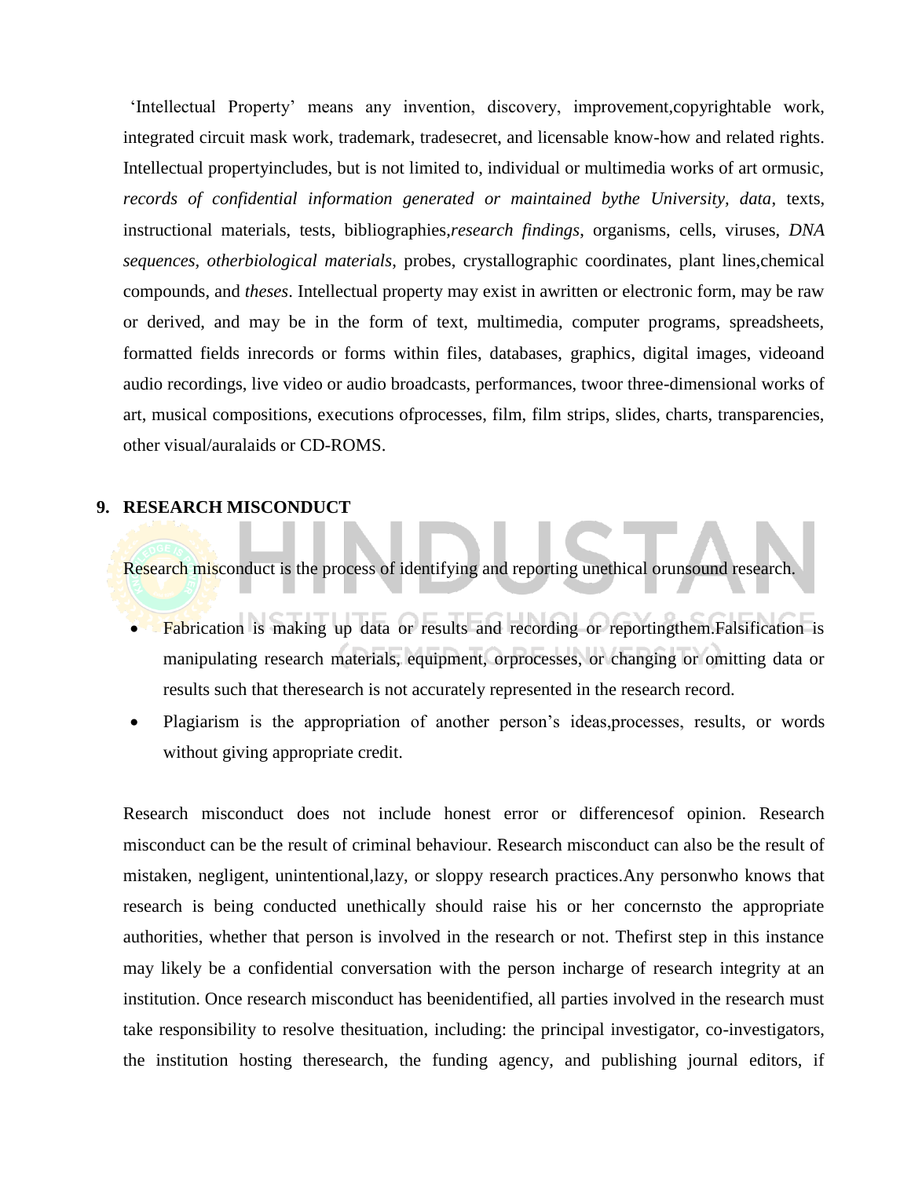'Intellectual Property' means any invention, discovery, improvement,copyrightable work, integrated circuit mask work, trademark, tradesecret, and licensable know-how and related rights. Intellectual propertyincludes, but is not limited to, individual or multimedia works of art ormusic, *records of confidential information generated or maintained bythe University, data*, texts, instructional materials, tests, bibliographies,*research findings*, organisms, cells, viruses, *DNA sequences, otherbiological materials*, probes, crystallographic coordinates, plant lines,chemical compounds, and *theses*. Intellectual property may exist in awritten or electronic form, may be raw or derived, and may be in the form of text, multimedia, computer programs, spreadsheets, formatted fields inrecords or forms within files, databases, graphics, digital images, videoand audio recordings, live video or audio broadcasts, performances, twoor three-dimensional works of art, musical compositions, executions ofprocesses, film, film strips, slides, charts, transparencies, other visual/auralaids or CD-ROMS.

## 9. RESEARCH MISCONDUCT

Research misconduct is the process of identifying and reporting unethical orunsound research.

- Fabrication is making up data or results and recording or reportingthem.Falsification is manipulating research materials, equipment, orprocesses, or changing or omitting data or results such that theresearch is not accurately represented in the research record.
- Plagiarism is the appropriation of another person's ideas,processes, results, or words without giving appropriate credit.

Research misconduct does not include honest error or differencesof opinion. Research misconduct can be the result of criminal behaviour. Research misconduct can also be the result of mistaken, negligent, unintentional,lazy, or sloppy research practices.Any personwho knows that research is being conducted unethically should raise his or her concernsto the appropriate authorities, whether that person is involved in the research or not. Thefirst step in this instance may likely be a confidential conversation with the person incharge of research integrity at an institution. Once research misconduct has beenidentified, all parties involved in the research must take responsibility to resolve thesituation, including: the principal investigator, co-investigators, the institution hosting theresearch, the funding agency, and publishing journal editors, if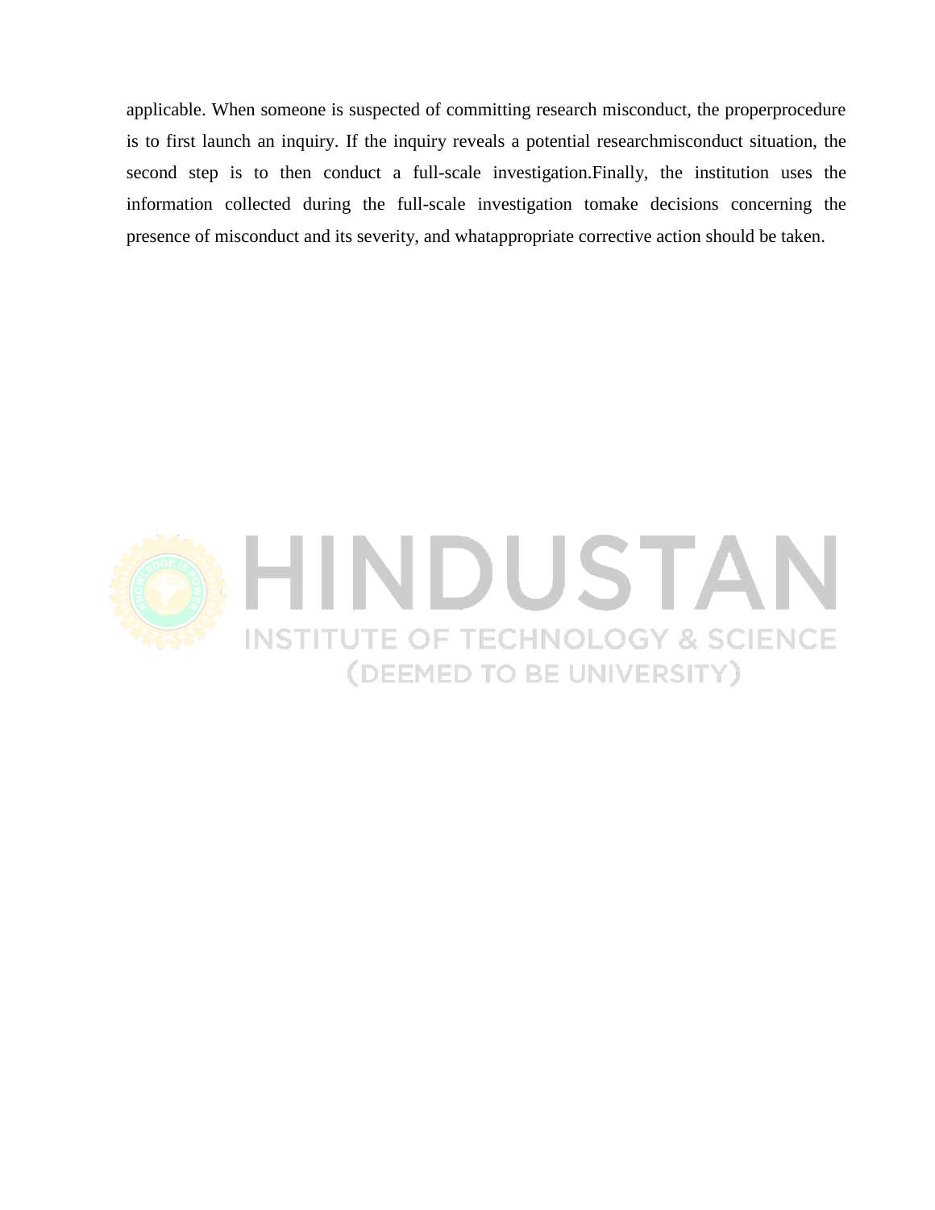applicable. When someone is suspected of committing research misconduct, the properprocedure is to first launch an inquiry. If the inquiry reveals a potential researchmisconduct situation, the second step is to then conduct a full-scale investigation.Finally, the institution uses the information collected during the full-scale investigation tomake decisions concerning the presence of misconduct and its severity, and whatappropriate corrective action should be taken.